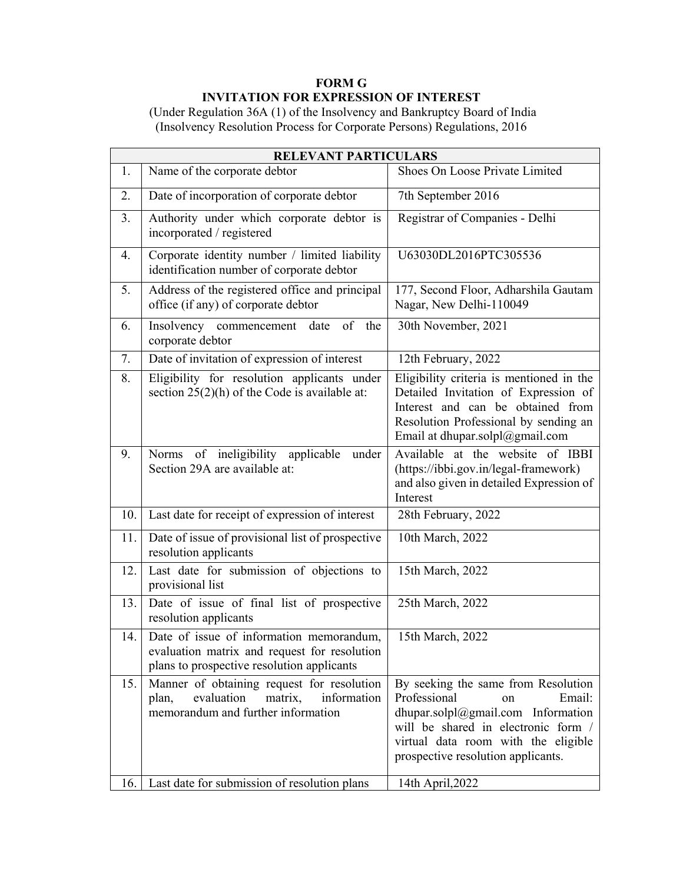**FORM G**

**INVITATION FOR EXPRESSION OF INTEREST**

(Under Regulation 36A (1) of the Insolvency and Bankruptcy Board of India (Insolvency Resolution Process for Corporate Persons) Regulations, 2016

| **RELEVANT PARTICULARS** | | |
|---|---|---|
| 1. | Name of the corporate debtor | Shoes On Loose Private Limited |
| 2. | Date of incorporation of corporate debtor | 7th September 2016 |
| 3. | Authority under which corporate debtor is incorporated / registered | Registrar of Companies - Delhi |
| 4. | Corporate identity number / limited liability identification number of corporate debtor | U63030DL2016PTC305536 |
| 5. | Address of the registered office and principal office (if any) of corporate debtor | 177, Second Floor, Adharshila Gautam Nagar, New Delhi-110049 |
| 6. | Insolvency commencement date of the corporate debtor | 30th November, 2021 |
| 7. | Date of invitation of expression of interest | 12th February, 2022 |
| 8. | Eligibility for resolution applicants under section 25(2)(h) of the Code is available at: | Eligibility criteria is mentioned in the Detailed Invitation of Expression of Interest and can be obtained from Resolution Professional by sending an Email at dhupar.solpl@gmail.com |
| 9. | Norms of ineligibility applicable under Section 29A are available at: | Available at the website of IBBI (https://ibbi.gov.in/legal-framework) and also given in detailed Expression of Interest |
| 10. | Last date for receipt of expression of interest | 28th February, 2022 |
| 11. | Date of issue of provisional list of prospective resolution applicants | 10th March, 2022 |
| 12. | Last date for submission of objections to provisional list | 15th March, 2022 |
| 13. | Date of issue of final list of prospective resolution applicants | 25th March, 2022 |
| 14. | Date of issue of information memorandum, evaluation matrix and request for resolution plans to prospective resolution applicants | 15th March, 2022 |
| 15. | Manner of obtaining request for resolution plan, evaluation matrix, information memorandum and further information | By seeking the same from Resolution Professional on Email: dhupar.solpl@gmail.com Information will be shared in electronic form / virtual data room with the eligible prospective resolution applicants. |
| 16. | Last date for submission of resolution plans | 14th April,2022 |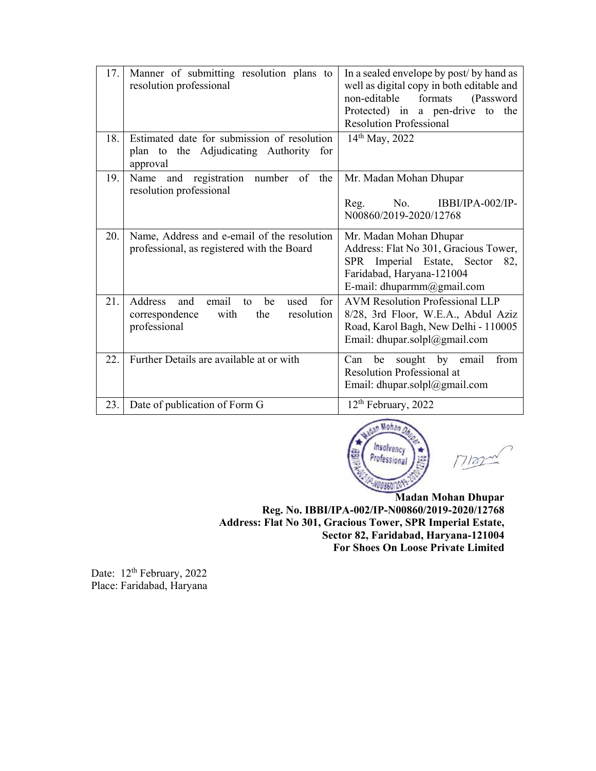| | | |
|---|---|---|
| 17. | Manner of submitting resolution plans to resolution professional | In a sealed envelope by post/ by hand as well as digital copy in both editable and non-editable formats (Password Protected) in a pen-drive to the Resolution Professional |
| 18. | Estimated date for submission of resolution plan to the Adjudicating Authority for approval | 14th May, 2022 |
| 19. | Name and registration number of the resolution professional | Mr. Madan Mohan Dhupar<br><br>Reg. No. IBBI/IPA-002/IP-N00860/2019-2020/12768 |
| 20. | Name, Address and e-email of the resolution professional, as registered with the Board | Mr. Madan Mohan Dhupar<br>Address: Flat No 301, Gracious Tower, SPR Imperial Estate, Sector 82, Faridabad, Haryana-121004<br>E-mail: dhuparmm@gmail.com |
| 21. | Address and email to be used for correspondence with the resolution professional | AVM Resolution Professional LLP<br>8/28, 3rd Floor, W.E.A., Abdul Aziz Road, Karol Bagh, New Delhi - 110005<br>Email: dhupar.solpl@gmail.com |
| 22. | Further Details are available at or with | Can be sought by email from Resolution Professional at<br>Email: dhupar.solpl@gmail.com |
| 23. | Date of publication of Form G | 12th February, 2022 |

**Madan Mohan Dhupar**
**Reg. No. IBBI/IPA-002/IP-N00860/2019-2020/12768**
**Address: Flat No 301, Gracious Tower, SPR Imperial Estate, Sector 82, Faridabad, Haryana-121004**
**For Shoes On Loose Private Limited**

Date: 12th February, 2022
Place: Faridabad, Haryana